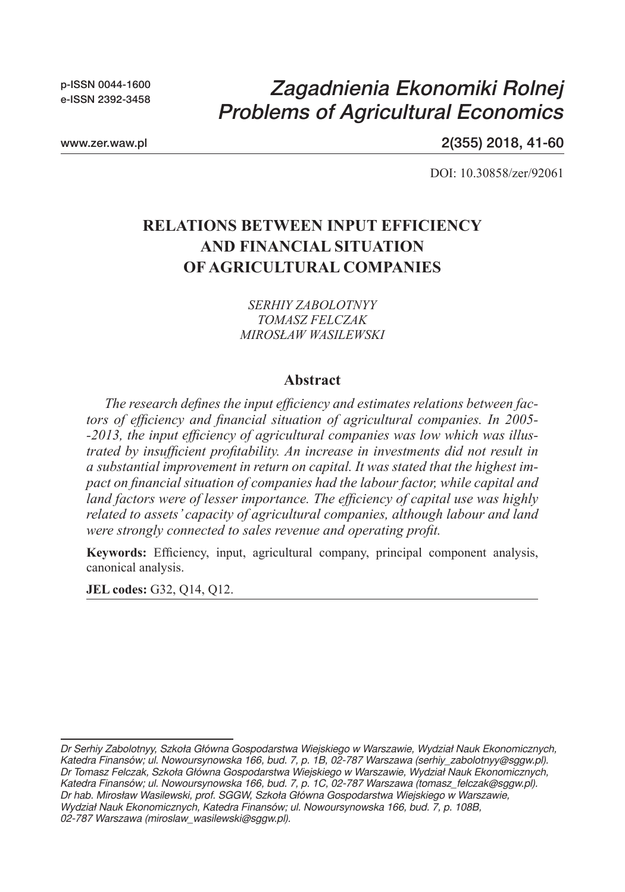# RELATIONS BETWEEN INPUT EFFICIENCY AND FINANCIAL SITUATION OF AGRICULTURAL COMPANIES

*SERHIY ZABOLOTNYY*
*TOMASZ FELCZAK*
*MIROSŁAW WASILEWSKI*

## Abstract

*The research defines the input efficiency and estimates relations between factors of efficiency and financial situation of agricultural companies. In 2005-2013, the input efficiency of agricultural companies was low which was illustrated by insufficient profitability. An increase in investments did not result in a substantial improvement in return on capital. It was stated that the highest impact on financial situation of companies had the labour factor, while capital and land factors were of lesser importance. The efficiency of capital use was highly related to assets' capacity of agricultural companies, although labour and land were strongly connected to sales revenue and operating profit.*

**Keywords:** Efficiency, input, agricultural company, principal component analysis, canonical analysis.

**JEL codes:** G32, Q14, Q12.

---

*Dr Serhiy Zabolotnyy, Szkoła Główna Gospodarstwa Wiejskiego w Warszawie, Wydział Nauk Ekonomicznych, Katedra Finansów; ul. Nowoursynowska 166, bud. 7, p. 1B, 02-787 Warszawa (serhiy_zabolotnyy@sggw.pl).*
*Dr Tomasz Felczak, Szkoła Główna Gospodarstwa Wiejskiego w Warszawie, Wydział Nauk Ekonomicznych, Katedra Finansów; ul. Nowoursynowska 166, bud. 7, p. 1C, 02-787 Warszawa (tomasz_felczak@sggw.pl).*
*Dr hab. Mirosław Wasilewski, prof. SGGW, Szkoła Główna Gospodarstwa Wiejskiego w Warszawie, Wydział Nauk Ekonomicznych, Katedra Finansów; ul. Nowoursynowska 166, bud. 7, p. 108B, 02-787 Warszawa (miroslaw_wasilewski@sggw.pl).*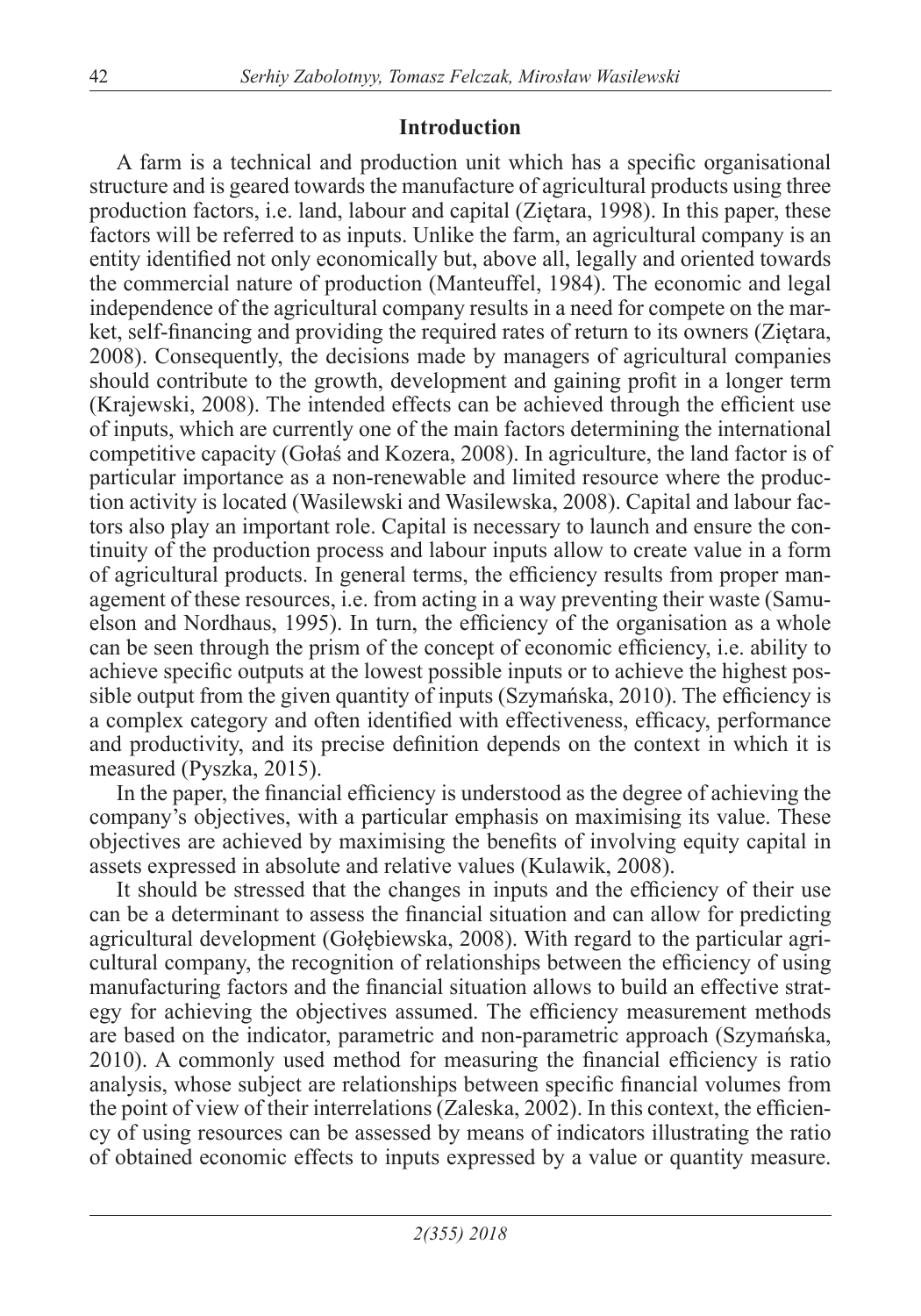## Introduction

A farm is a technical and production unit which has a specific organisational structure and is geared towards the manufacture of agricultural products using three production factors, i.e. land, labour and capital (Ziętara, 1998). In this paper, these factors will be referred to as inputs. Unlike the farm, an agricultural company is an entity identified not only economically but, above all, legally and oriented towards the commercial nature of production (Manteuffel, 1984). The economic and legal independence of the agricultural company results in a need for compete on the market, self-financing and providing the required rates of return to its owners (Ziętara, 2008). Consequently, the decisions made by managers of agricultural companies should contribute to the growth, development and gaining profit in a longer term (Krajewski, 2008). The intended effects can be achieved through the efficient use of inputs, which are currently one of the main factors determining the international competitive capacity (Gołaś and Kozera, 2008). In agriculture, the land factor is of particular importance as a non-renewable and limited resource where the production activity is located (Wasilewski and Wasilewska, 2008). Capital and labour factors also play an important role. Capital is necessary to launch and ensure the continuity of the production process and labour inputs allow to create value in a form of agricultural products. In general terms, the efficiency results from proper management of these resources, i.e. from acting in a way preventing their waste (Samuelson and Nordhaus, 1995). In turn, the efficiency of the organisation as a whole can be seen through the prism of the concept of economic efficiency, i.e. ability to achieve specific outputs at the lowest possible inputs or to achieve the highest possible output from the given quantity of inputs (Szymańska, 2010). The efficiency is a complex category and often identified with effectiveness, efficacy, performance and productivity, and its precise definition depends on the context in which it is measured (Pyszka, 2015).

In the paper, the financial efficiency is understood as the degree of achieving the company's objectives, with a particular emphasis on maximising its value. These objectives are achieved by maximising the benefits of involving equity capital in assets expressed in absolute and relative values (Kulawik, 2008).

It should be stressed that the changes in inputs and the efficiency of their use can be a determinant to assess the financial situation and can allow for predicting agricultural development (Gołębiewska, 2008). With regard to the particular agricultural company, the recognition of relationships between the efficiency of using manufacturing factors and the financial situation allows to build an effective strategy for achieving the objectives assumed. The efficiency measurement methods are based on the indicator, parametric and non-parametric approach (Szymańska, 2010). A commonly used method for measuring the financial efficiency is ratio analysis, whose subject are relationships between specific financial volumes from the point of view of their interrelations (Zaleska, 2002). In this context, the efficiency of using resources can be assessed by means of indicators illustrating the ratio of obtained economic effects to inputs expressed by a value or quantity measure.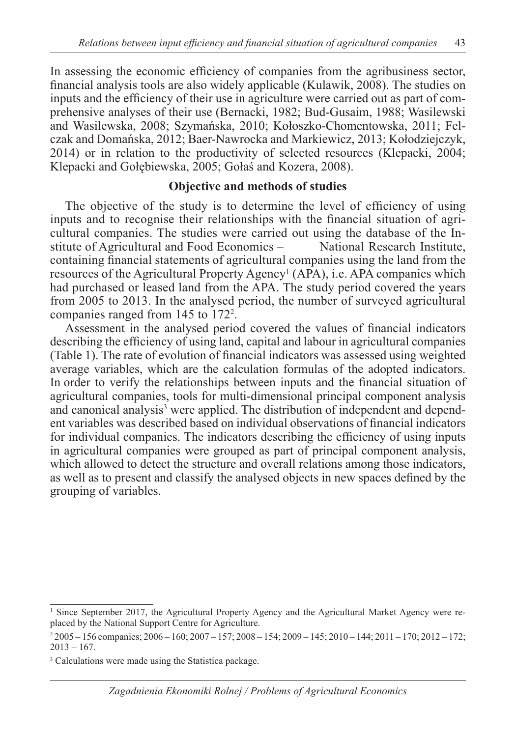In assessing the economic efficiency of companies from the agribusiness sector, financial analysis tools are also widely applicable (Kulawik, 2008). The studies on inputs and the efficiency of their use in agriculture were carried out as part of comprehensive analyses of their use (Bernacki, 1982; Bud-Gusaim, 1988; Wasilewski and Wasilewska, 2008; Szymańska, 2010; Kołoszko-Chomentowska, 2011; Felczak and Domańska, 2012; Baer-Nawrocka and Markiewicz, 2013; Kołodziejczyk, 2014) or in relation to the productivity of selected resources (Klepacki, 2004; Klepacki and Gołębiewska, 2005; Gołaś and Kozera, 2008).

## Objective and methods of studies

The objective of the study is to determine the level of efficiency of using inputs and to recognise their relationships with the financial situation of agricultural companies. The studies were carried out using the database of the Institute of Agricultural and Food Economics – National Research Institute, containing financial statements of agricultural companies using the land from the resources of the Agricultural Property Agency[1] (APA), i.e. APA companies which had purchased or leased land from the APA. The study period covered the years from 2005 to 2013. In the analysed period, the number of surveyed agricultural companies ranged from 145 to 172[2].

Assessment in the analysed period covered the values of financial indicators describing the efficiency of using land, capital and labour in agricultural companies (Table 1). The rate of evolution of financial indicators was assessed using weighted average variables, which are the calculation formulas of the adopted indicators. In order to verify the relationships between inputs and the financial situation of agricultural companies, tools for multi-dimensional principal component analysis and canonical analysis[3] were applied. The distribution of independent and dependent variables was described based on individual observations of financial indicators for individual companies. The indicators describing the efficiency of using inputs in agricultural companies were grouped as part of principal component analysis, which allowed to detect the structure and overall relations among those indicators, as well as to present and classify the analysed objects in new spaces defined by the grouping of variables.

---

[1] Since September 2017, the Agricultural Property Agency and the Agricultural Market Agency were replaced by the National Support Centre for Agriculture.

[2] 2005 – 156 companies; 2006 – 160; 2007 – 157; 2008 – 154; 2009 – 145; 2010 – 144; 2011 – 170; 2012 – 172; 2013 – 167.

[3] Calculations were made using the Statistica package.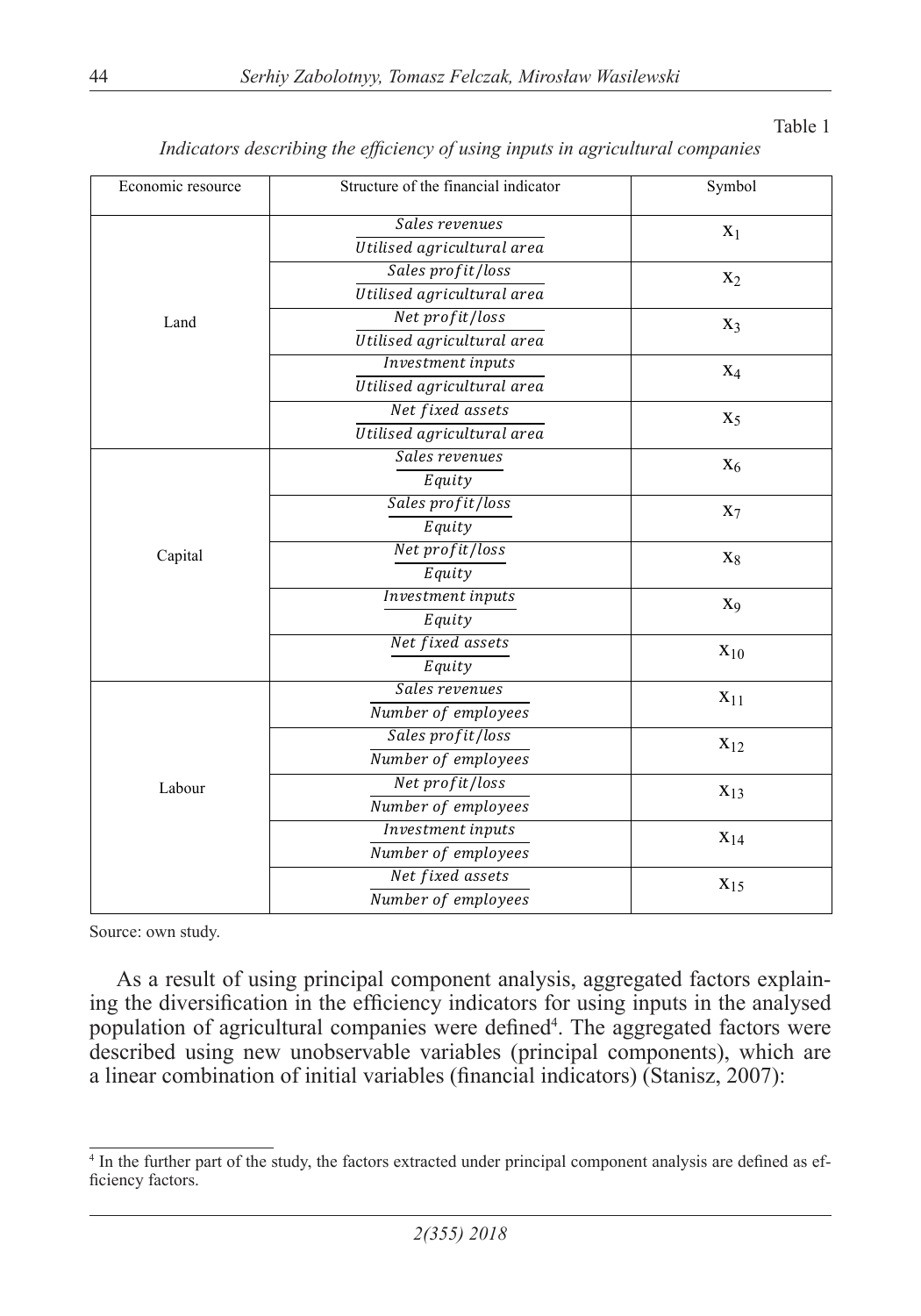Table 1

*Indicators describing the efficiency of using inputs in agricultural companies*

| Economic resource | Structure of the financial indicator | Symbol |
|---|---|---|
| Land | $\frac{Sales\ revenues}{Utilised\ agricultural\ area}$ | $x_1$ |
| | $\frac{Sales\ profit/loss}{Utilised\ agricultural\ area}$ | $x_2$ |
| | $\frac{Net\ profit/loss}{Utilised\ agricultural\ area}$ | $x_3$ |
| | $\frac{Investment\ inputs}{Utilised\ agricultural\ area}$ | $x_4$ |
| | $\frac{Net\ fixed\ assets}{Utilised\ agricultural\ area}$ | $x_5$ |
| Capital | $\frac{Sales\ revenues}{Equity}$ | $x_6$ |
| | $\frac{Sales\ profit/loss}{Equity}$ | $x_7$ |
| | $\frac{Net\ profit/loss}{Equity}$ | $x_8$ |
| | $\frac{Investment\ inputs}{Equity}$ | $x_9$ |
| | $\frac{Net\ fixed\ assets}{Equity}$ | $x_{10}$ |
| Labour | $\frac{Sales\ revenues}{Number\ of\ employees}$ | $x_{11}$ |
| | $\frac{Sales\ profit/loss}{Number\ of\ employees}$ | $x_{12}$ |
| | $\frac{Net\ profit/loss}{Number\ of\ employees}$ | $x_{13}$ |
| | $\frac{Investment\ inputs}{Number\ of\ employees}$ | $x_{14}$ |
| | $\frac{Net\ fixed\ assets}{Number\ of\ employees}$ | $x_{15}$ |

Source: own study.

As a result of using principal component analysis, aggregated factors explaining the diversification in the efficiency indicators for using inputs in the analysed population of agricultural companies were defined[4]. The aggregated factors were described using new unobservable variables (principal components), which are a linear combination of initial variables (financial indicators) (Stanisz, 2007):

[4] In the further part of the study, the factors extracted under principal component analysis are defined as efficiency factors.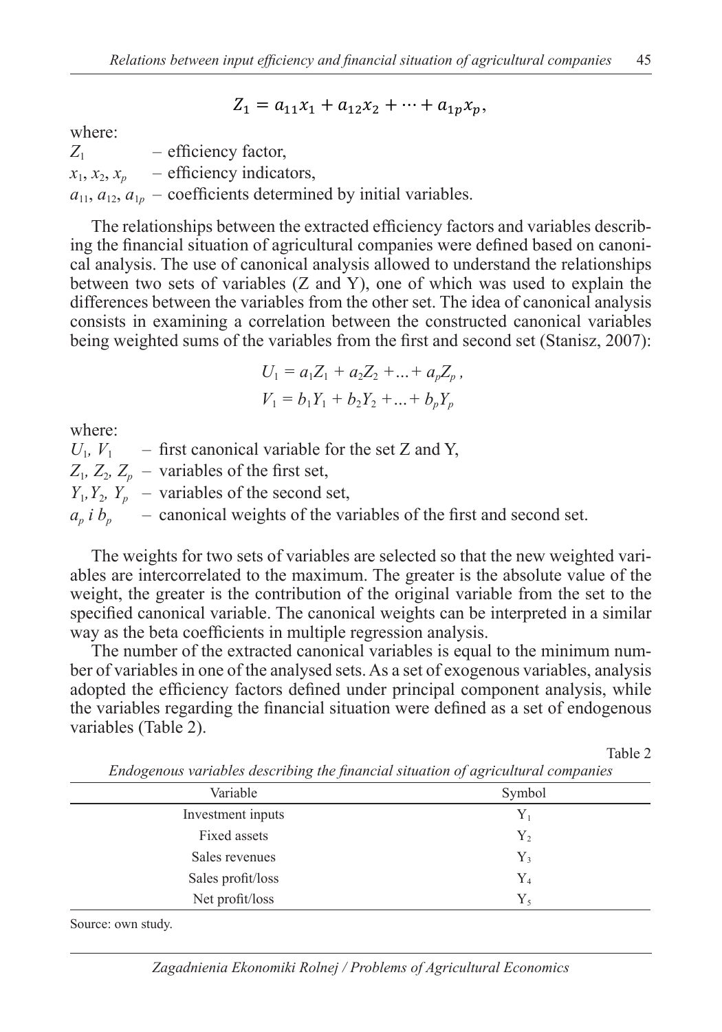$$Z_1 = a_{11}x_1 + a_{12}x_2 + \cdots + a_{1p}x_p,$$

where:

$Z_1$ – efficiency factor,
$x_1, x_2, x_p$ – efficiency indicators,
$a_{11}, a_{12}, a_{1p}$ – coefficients determined by initial variables.

The relationships between the extracted efficiency factors and variables describing the financial situation of agricultural companies were defined based on canonical analysis. The use of canonical analysis allowed to understand the relationships between two sets of variables (Z and Y), one of which was used to explain the differences between the variables from the other set. The idea of canonical analysis consists in examining a correlation between the constructed canonical variables being weighted sums of the variables from the first and second set (Stanisz, 2007):

$$U_1 = a_1Z_1 + a_2Z_2 + ... + a_pZ_p,$$
$$V_1 = b_1Y_1 + b_2Y_2 + ... + b_pY_p$$

where:

$U_1, V_1$ – first canonical variable for the set Z and Y,
$Z_1, Z_2, Z_p$ – variables of the first set,
$Y_1, Y_2, Y_p$ – variables of the second set,
$a_p$ *i* $b_p$ – canonical weights of the variables of the first and second set.

The weights for two sets of variables are selected so that the new weighted variables are intercorrelated to the maximum. The greater is the absolute value of the weight, the greater is the contribution of the original variable from the set to the specified canonical variable. The canonical weights can be interpreted in a similar way as the beta coefficients in multiple regression analysis.

The number of the extracted canonical variables is equal to the minimum number of variables in one of the analysed sets. As a set of exogenous variables, analysis adopted the efficiency factors defined under principal component analysis, while the variables regarding the financial situation were defined as a set of endogenous variables (Table 2).

Table 2

*Endogenous variables describing the financial situation of agricultural companies*

| Variable | Symbol |
|---|---|
| Investment inputs | $Y_1$ |
| Fixed assets | $Y_2$ |
| Sales revenues | $Y_3$ |
| Sales profit/loss | $Y_4$ |
| Net profit/loss | $Y_5$ |

Source: own study.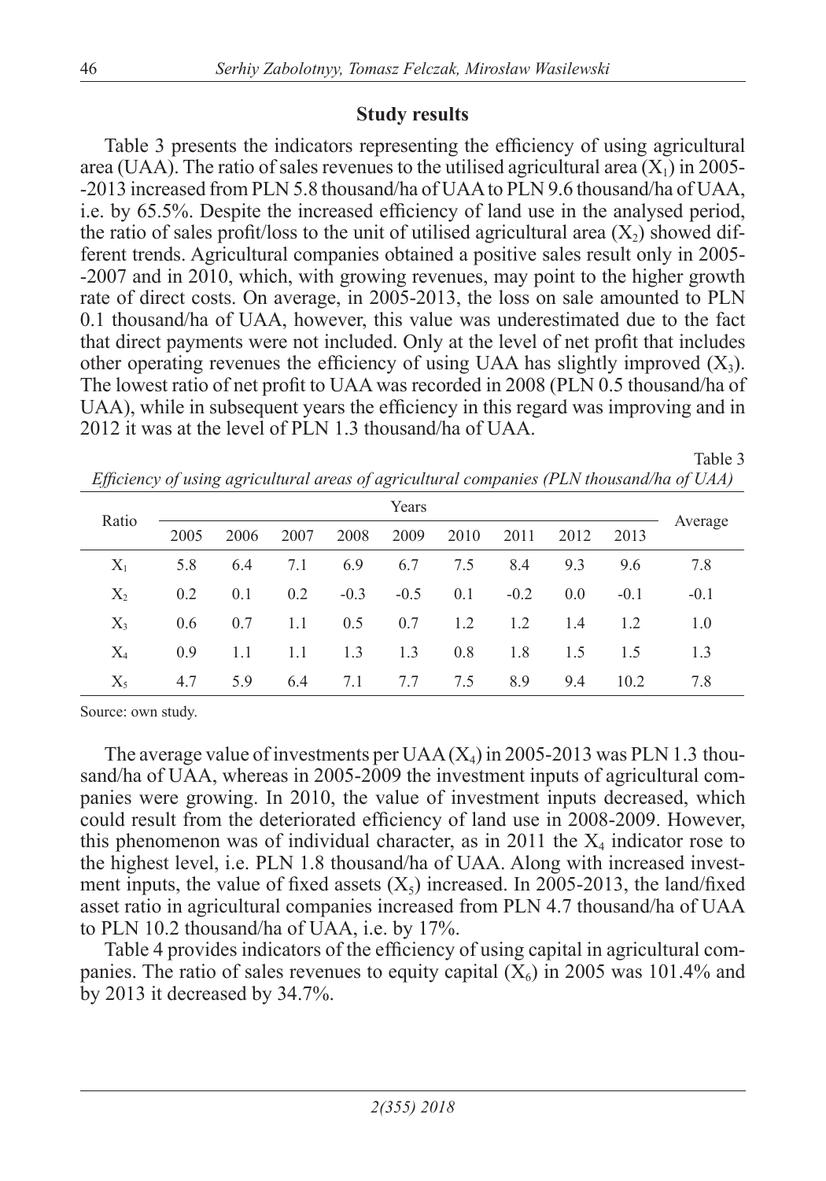## Study results

Table 3 presents the indicators representing the efficiency of using agricultural area (UAA). The ratio of sales revenues to the utilised agricultural area ($X_1$) in 2005-2013 increased from PLN 5.8 thousand/ha of UAA to PLN 9.6 thousand/ha of UAA, i.e. by 65.5%. Despite the increased efficiency of land use in the analysed period, the ratio of sales profit/loss to the unit of utilised agricultural area ($X_2$) showed different trends. Agricultural companies obtained a positive sales result only in 2005-2007 and in 2010, which, with growing revenues, may point to the higher growth rate of direct costs. On average, in 2005-2013, the loss on sale amounted to PLN 0.1 thousand/ha of UAA, however, this value was underestimated due to the fact that direct payments were not included. Only at the level of net profit that includes other operating revenues the efficiency of using UAA has slightly improved ($X_3$). The lowest ratio of net profit to UAA was recorded in 2008 (PLN 0.5 thousand/ha of UAA), while in subsequent years the efficiency in this regard was improving and in 2012 it was at the level of PLN 1.3 thousand/ha of UAA.

Table 3

*Efficiency of using agricultural areas of agricultural companies (PLN thousand/ha of UAA)*

| Ratio | Years | | | | | | | | | Average |
|---|---|---|---|---|---|---|---|---|---|---|
| | 2005 | 2006 | 2007 | 2008 | 2009 | 2010 | 2011 | 2012 | 2013 | |
| $X_1$ | 5.8 | 6.4 | 7.1 | 6.9 | 6.7 | 7.5 | 8.4 | 9.3 | 9.6 | 7.8 |
| $X_2$ | 0.2 | 0.1 | 0.2 | -0.3 | -0.5 | 0.1 | -0.2 | 0.0 | -0.1 | -0.1 |
| $X_3$ | 0.6 | 0.7 | 1.1 | 0.5 | 0.7 | 1.2 | 1.2 | 1.4 | 1.2 | 1.0 |
| $X_4$ | 0.9 | 1.1 | 1.1 | 1.3 | 1.3 | 0.8 | 1.8 | 1.5 | 1.5 | 1.3 |
| $X_5$ | 4.7 | 5.9 | 6.4 | 7.1 | 7.7 | 7.5 | 8.9 | 9.4 | 10.2 | 7.8 |

Source: own study.

The average value of investments per UAA ($X_4$) in 2005-2013 was PLN 1.3 thousand/ha of UAA, whereas in 2005-2009 the investment inputs of agricultural companies were growing. In 2010, the value of investment inputs decreased, which could result from the deteriorated efficiency of land use in 2008-2009. However, this phenomenon was of individual character, as in 2011 the $X_4$ indicator rose to the highest level, i.e. PLN 1.8 thousand/ha of UAA. Along with increased investment inputs, the value of fixed assets ($X_5$) increased. In 2005-2013, the land/fixed asset ratio in agricultural companies increased from PLN 4.7 thousand/ha of UAA to PLN 10.2 thousand/ha of UAA, i.e. by 17%.

Table 4 provides indicators of the efficiency of using capital in agricultural companies. The ratio of sales revenues to equity capital ($X_6$) in 2005 was 101.4% and by 2013 it decreased by 34.7%.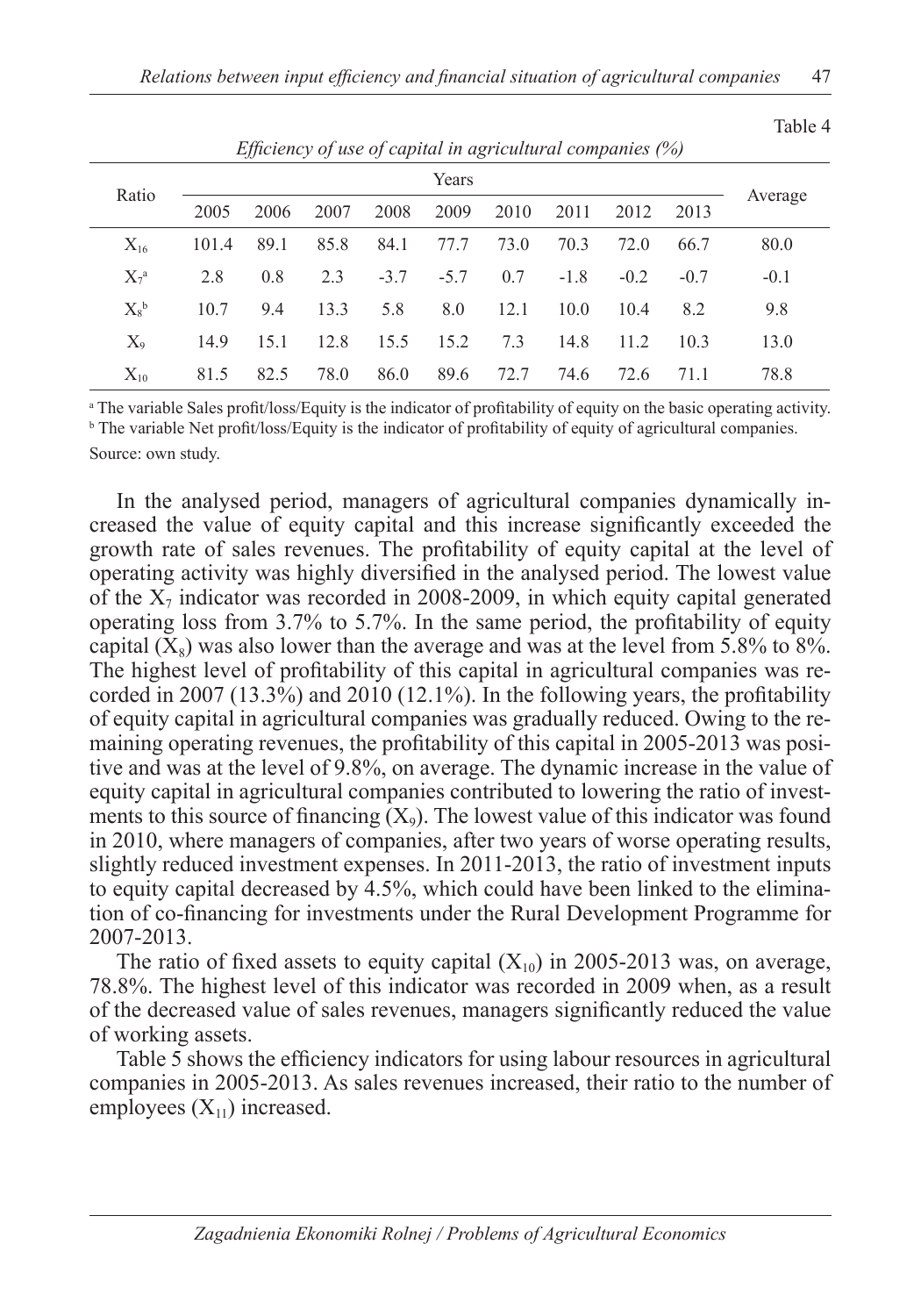Table 4

*Efficiency of use of capital in agricultural companies (%)*

| Ratio | Years | | | | | | | | | Average |
|---|---|---|---|---|---|---|---|---|---|---|
| | 2005 | 2006 | 2007 | 2008 | 2009 | 2010 | 2011 | 2012 | 2013 | |
| $X_{16}$ | 101.4 | 89.1 | 85.8 | 84.1 | 77.7 | 73.0 | 70.3 | 72.0 | 66.7 | 80.0 |
| $X_7$[a] | 2.8 | 0.8 | 2.3 | -3.7 | -5.7 | 0.7 | -1.8 | -0.2 | -0.7 | -0.1 |
| $X_8$[b] | 10.7 | 9.4 | 13.3 | 5.8 | 8.0 | 12.1 | 10.0 | 10.4 | 8.2 | 9.8 |
| $X_9$ | 14.9 | 15.1 | 12.8 | 15.5 | 15.2 | 7.3 | 14.8 | 11.2 | 10.3 | 13.0 |
| $X_{10}$ | 81.5 | 82.5 | 78.0 | 86.0 | 89.6 | 72.7 | 74.6 | 72.6 | 71.1 | 78.8 |

[a] The variable Sales profit/loss/Equity is the indicator of profitability of equity on the basic operating activity.
[b] The variable Net profit/loss/Equity is the indicator of profitability of equity of agricultural companies.
Source: own study.

In the analysed period, managers of agricultural companies dynamically increased the value of equity capital and this increase significantly exceeded the growth rate of sales revenues. The profitability of equity capital at the level of operating activity was highly diversified in the analysed period. The lowest value of the $X_7$ indicator was recorded in 2008-2009, in which equity capital generated operating loss from 3.7% to 5.7%. In the same period, the profitability of equity capital ($X_8$) was also lower than the average and was at the level from 5.8% to 8%. The highest level of profitability of this capital in agricultural companies was recorded in 2007 (13.3%) and 2010 (12.1%). In the following years, the profitability of equity capital in agricultural companies was gradually reduced. Owing to the remaining operating revenues, the profitability of this capital in 2005-2013 was positive and was at the level of 9.8%, on average. The dynamic increase in the value of equity capital in agricultural companies contributed to lowering the ratio of investments to this source of financing ($X_9$). The lowest value of this indicator was found in 2010, where managers of companies, after two years of worse operating results, slightly reduced investment expenses. In 2011-2013, the ratio of investment inputs to equity capital decreased by 4.5%, which could have been linked to the elimination of co-financing for investments under the Rural Development Programme for 2007-2013.

The ratio of fixed assets to equity capital ($X_{10}$) in 2005-2013 was, on average, 78.8%. The highest level of this indicator was recorded in 2009 when, as a result of the decreased value of sales revenues, managers significantly reduced the value of working assets.

Table 5 shows the efficiency indicators for using labour resources in agricultural companies in 2005-2013. As sales revenues increased, their ratio to the number of employees ($X_{11}$) increased.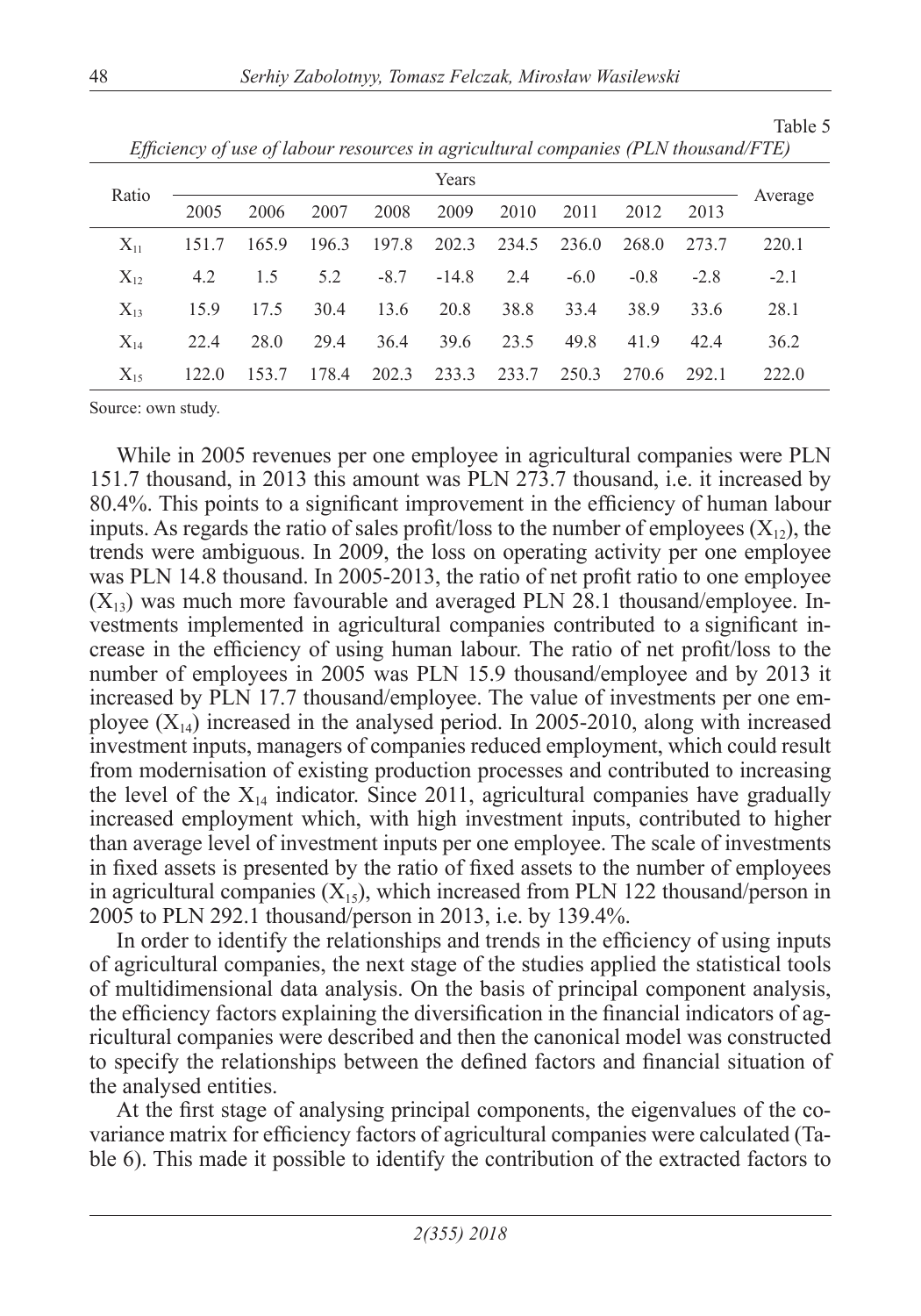Table 5

*Efficiency of use of labour resources in agricultural companies (PLN thousand/FTE)*

| Ratio | Years | | | | | | | | | Average |
|---|---|---|---|---|---|---|---|---|---|---|
| | 2005 | 2006 | 2007 | 2008 | 2009 | 2010 | 2011 | 2012 | 2013 | |
| $X_{11}$ | 151.7 | 165.9 | 196.3 | 197.8 | 202.3 | 234.5 | 236.0 | 268.0 | 273.7 | 220.1 |
| $X_{12}$ | 4.2 | 1.5 | 5.2 | -8.7 | -14.8 | 2.4 | -6.0 | -0.8 | -2.8 | -2.1 |
| $X_{13}$ | 15.9 | 17.5 | 30.4 | 13.6 | 20.8 | 38.8 | 33.4 | 38.9 | 33.6 | 28.1 |
| $X_{14}$ | 22.4 | 28.0 | 29.4 | 36.4 | 39.6 | 23.5 | 49.8 | 41.9 | 42.4 | 36.2 |
| $X_{15}$ | 122.0 | 153.7 | 178.4 | 202.3 | 233.3 | 233.7 | 250.3 | 270.6 | 292.1 | 222.0 |

Source: own study.

While in 2005 revenues per one employee in agricultural companies were PLN 151.7 thousand, in 2013 this amount was PLN 273.7 thousand, i.e. it increased by 80.4%. This points to a significant improvement in the efficiency of human labour inputs. As regards the ratio of sales profit/loss to the number of employees ($X_{12}$), the trends were ambiguous. In 2009, the loss on operating activity per one employee was PLN 14.8 thousand. In 2005-2013, the ratio of net profit ratio to one employee ($X_{13}$) was much more favourable and averaged PLN 28.1 thousand/employee. Investments implemented in agricultural companies contributed to a significant increase in the efficiency of using human labour. The ratio of net profit/loss to the number of employees in 2005 was PLN 15.9 thousand/employee and by 2013 it increased by PLN 17.7 thousand/employee. The value of investments per one employee ($X_{14}$) increased in the analysed period. In 2005-2010, along with increased investment inputs, managers of companies reduced employment, which could result from modernisation of existing production processes and contributed to increasing the level of the $X_{14}$ indicator. Since 2011, agricultural companies have gradually increased employment which, with high investment inputs, contributed to higher than average level of investment inputs per one employee. The scale of investments in fixed assets is presented by the ratio of fixed assets to the number of employees in agricultural companies ($X_{15}$), which increased from PLN 122 thousand/person in 2005 to PLN 292.1 thousand/person in 2013, i.e. by 139.4%.

In order to identify the relationships and trends in the efficiency of using inputs of agricultural companies, the next stage of the studies applied the statistical tools of multidimensional data analysis. On the basis of principal component analysis, the efficiency factors explaining the diversification in the financial indicators of agricultural companies were described and then the canonical model was constructed to specify the relationships between the defined factors and financial situation of the analysed entities.

At the first stage of analysing principal components, the eigenvalues of the covariance matrix for efficiency factors of agricultural companies were calculated (Table 6). This made it possible to identify the contribution of the extracted factors to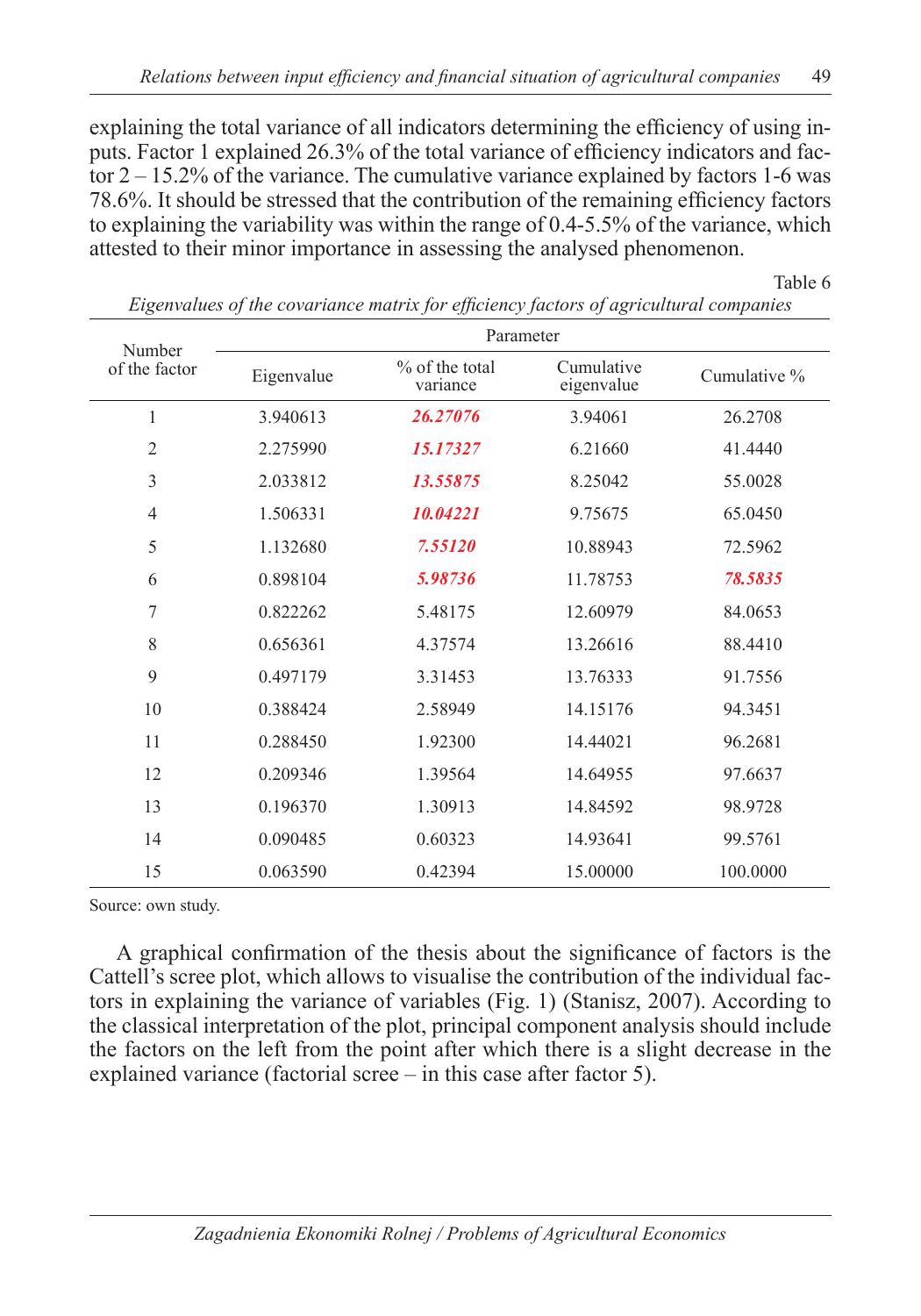explaining the total variance of all indicators determining the efficiency of using inputs. Factor 1 explained 26.3% of the total variance of efficiency indicators and factor 2 – 15.2% of the variance. The cumulative variance explained by factors 1-6 was 78.6%. It should be stressed that the contribution of the remaining efficiency factors to explaining the variability was within the range of 0.4-5.5% of the variance, which attested to their minor importance in assessing the analysed phenomenon.

Table 6

*Eigenvalues of the covariance matrix for efficiency factors of agricultural companies*

| Number of the factor | Parameter | | | |
|---|---|---|---|---|
| | Eigenvalue | % of the total variance | Cumulative eigenvalue | Cumulative % |
| 1 | 3.940613 | ***26.27076*** | 3.94061 | 26.2708 |
| 2 | 2.275990 | ***15.17327*** | 6.21660 | 41.4440 |
| 3 | 2.033812 | ***13.55875*** | 8.25042 | 55.0028 |
| 4 | 1.506331 | ***10.04221*** | 9.75675 | 65.0450 |
| 5 | 1.132680 | ***7.55120*** | 10.88943 | 72.5962 |
| 6 | 0.898104 | ***5.98736*** | 11.78753 | ***78.5835*** |
| 7 | 0.822262 | 5.48175 | 12.60979 | 84.0653 |
| 8 | 0.656361 | 4.37574 | 13.26616 | 88.4410 |
| 9 | 0.497179 | 3.31453 | 13.76333 | 91.7556 |
| 10 | 0.388424 | 2.58949 | 14.15176 | 94.3451 |
| 11 | 0.288450 | 1.92300 | 14.44021 | 96.2681 |
| 12 | 0.209346 | 1.39564 | 14.64955 | 97.6637 |
| 13 | 0.196370 | 1.30913 | 14.84592 | 98.9728 |
| 14 | 0.090485 | 0.60323 | 14.93641 | 99.5761 |
| 15 | 0.063590 | 0.42394 | 15.00000 | 100.0000 |

Source: own study.

A graphical confirmation of the thesis about the significance of factors is the Cattell's scree plot, which allows to visualise the contribution of the individual factors in explaining the variance of variables (Fig. 1) (Stanisz, 2007). According to the classical interpretation of the plot, principal component analysis should include the factors on the left from the point after which there is a slight decrease in the explained variance (factorial scree – in this case after factor 5).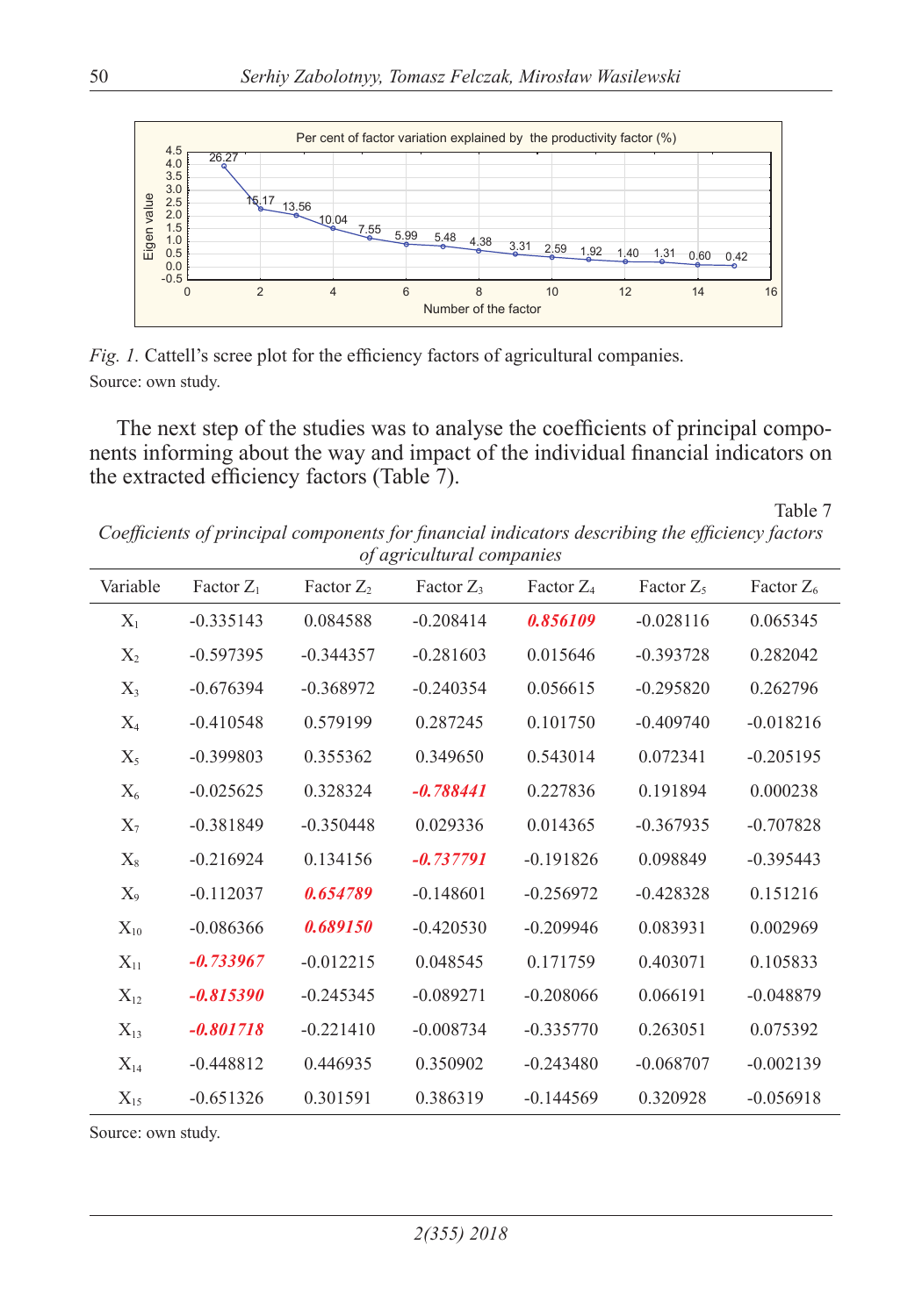Fig. 1. Cattell's scree plot for the efficiency factors of agricultural companies.

Source: own study.

The next step of the studies was to analyse the coefficients of principal components informing about the way and impact of the individual financial indicators on the extracted efficiency factors (Table 7).

Table 7

*Coefficients of principal components for financial indicators describing the efficiency factors of agricultural companies*

| Variable | Factor $Z_1$ | Factor $Z_2$ | Factor $Z_3$ | Factor $Z_4$ | Factor $Z_5$ | Factor $Z_6$ |
|---|---|---|---|---|---|---|
| $X_1$ | -0.335143 | 0.084588 | -0.208414 | ***0.856109*** | -0.028116 | 0.065345 |
| $X_2$ | -0.597395 | -0.344357 | -0.281603 | 0.015646 | -0.393728 | 0.282042 |
| $X_3$ | -0.676394 | -0.368972 | -0.240354 | 0.056615 | -0.295820 | 0.262796 |
| $X_4$ | -0.410548 | 0.579199 | 0.287245 | 0.101750 | -0.409740 | -0.018216 |
| $X_5$ | -0.399803 | 0.355362 | 0.349650 | 0.543014 | 0.072341 | -0.205195 |
| $X_6$ | -0.025625 | 0.328324 | ***-0.788441*** | 0.227836 | 0.191894 | 0.000238 |
| $X_7$ | -0.381849 | -0.350448 | 0.029336 | 0.014365 | -0.367935 | -0.707828 |
| $X_8$ | -0.216924 | 0.134156 | ***-0.737791*** | -0.191826 | 0.098849 | -0.395443 |
| $X_9$ | -0.112037 | ***0.654789*** | -0.148601 | -0.256972 | -0.428328 | 0.151216 |
| $X_{10}$ | -0.086366 | ***0.689150*** | -0.420530 | -0.209946 | 0.083931 | 0.002969 |
| $X_{11}$ | ***-0.733967*** | -0.012215 | 0.048545 | 0.171759 | 0.403071 | 0.105833 |
| $X_{12}$ | ***-0.815390*** | -0.245345 | -0.089271 | -0.208066 | 0.066191 | -0.048879 |
| $X_{13}$ | ***-0.801718*** | -0.221410 | -0.008734 | -0.335770 | 0.263051 | 0.075392 |
| $X_{14}$ | -0.448812 | 0.446935 | 0.350902 | -0.243480 | -0.068707 | -0.002139 |
| $X_{15}$ | -0.651326 | 0.301591 | 0.386319 | -0.144569 | 0.320928 | -0.056918 |

Source: own study.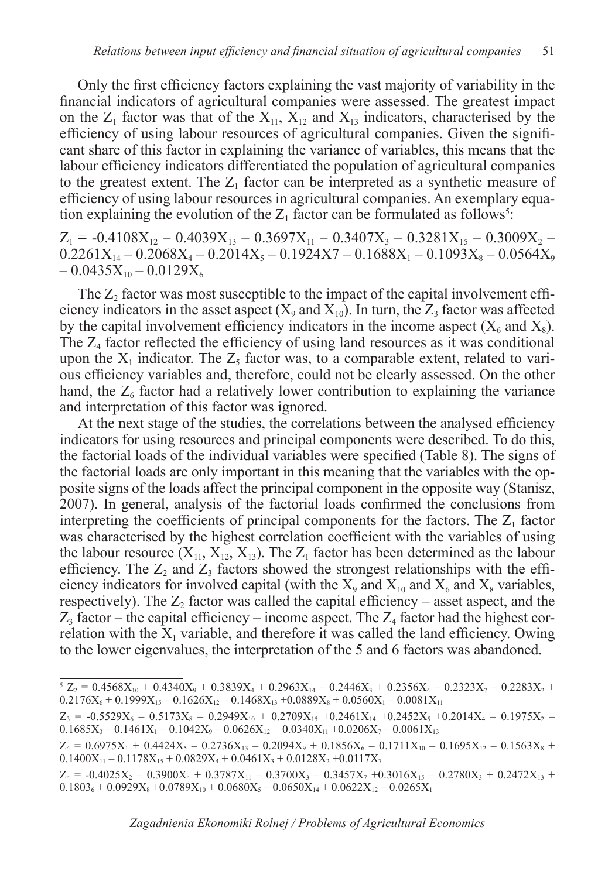Only the first efficiency factors explaining the vast majority of variability in the financial indicators of agricultural companies were assessed. The greatest impact on the $Z_1$ factor was that of the $X_{11}$, $X_{12}$ and $X_{13}$ indicators, characterised by the efficiency of using labour resources of agricultural companies. Given the significant share of this factor in explaining the variance of variables, this means that the labour efficiency indicators differentiated the population of agricultural companies to the greatest extent. The $Z_1$ factor can be interpreted as a synthetic measure of efficiency of using labour resources in agricultural companies. An exemplary equation explaining the evolution of the $Z_1$ factor can be formulated as follows[5]:

$$Z_1 = -0.4108X_{12} - 0.4039X_{13} - 0.3697X_{11} - 0.3407X_3 - 0.3281X_{15} - 0.3009X_2 - 0.2261X_{14} - 0.2068X_4 - 0.2014X_5 - 0.1924X7 - 0.1688X_1 - 0.1093X_8 - 0.0564X_9 - 0.0435X_{10} - 0.0129X_6$$

The $Z_2$ factor was most susceptible to the impact of the capital involvement efficiency indicators in the asset aspect ($X_9$ and $X_{10}$). In turn, the $Z_3$ factor was affected by the capital involvement efficiency indicators in the income aspect ($X_6$ and $X_8$). The $Z_4$ factor reflected the efficiency of using land resources as it was conditional upon the $X_1$ indicator. The $Z_5$ factor was, to a comparable extent, related to various efficiency variables and, therefore, could not be clearly assessed. On the other hand, the $Z_6$ factor had a relatively lower contribution to explaining the variance and interpretation of this factor was ignored.

At the next stage of the studies, the correlations between the analysed efficiency indicators for using resources and principal components were described. To do this, the factorial loads of the individual variables were specified (Table 8). The signs of the factorial loads are only important in this meaning that the variables with the opposite signs of the loads affect the principal component in the opposite way (Stanisz, 2007). In general, analysis of the factorial loads confirmed the conclusions from interpreting the coefficients of principal components for the factors. The $Z_1$ factor was characterised by the highest correlation coefficient with the variables of using the labour resource ($X_{11}$, $X_{12}$, $X_{13}$). The $Z_1$ factor has been determined as the labour efficiency. The $Z_2$ and $Z_3$ factors showed the strongest relationships with the efficiency indicators for involved capital (with the $X_9$ and $X_{10}$ and $X_6$ and $X_8$ variables, respectively). The $Z_2$ factor was called the capital efficiency – asset aspect, and the $Z_3$ factor – the capital efficiency – income aspect. The $Z_4$ factor had the highest correlation with the $X_1$ variable, and therefore it was called the land efficiency. Owing to the lower eigenvalues, the interpretation of the 5 and 6 factors was abandoned.

---

[5] $Z_2 = 0.4568X_{10} + 0.4340X_9 + 0.3839X_4 + 0.2963X_{14} - 0.2446X_3 + 0.2356X_4 - 0.2323X_7 - 0.2283X_2 + 0.2176X_6 + 0.1999X_{15} - 0.1626X_{12} - 0.1468X_{13} + 0.0889X_8 + 0.0560X_1 - 0.0081X_{11}$

$Z_3 = -0.5529X_6 - 0.5173X_8 - 0.2949X_{10} + 0.2709X_{15} + 0.2461X_{14} + 0.2452X_5 + 0.2014X_4 - 0.1975X_2 - 0.1685X_3 - 0.1461X_1 - 0.1042X_9 - 0.0626X_{12} + 0.0340X_{11} + 0.0206X_7 - 0.0061X_{13}$

$Z_4 = 0.6975X_1 + 0.4424X_5 - 0.2736X_{13} - 0.2094X_9 + 0.1856X_6 - 0.1711X_{10} - 0.1695X_{12} - 0.1563X_8 + 0.1400X_{11} - 0.1178X_{15} + 0.0829X_4 + 0.0461X_3 + 0.0128X_2 + 0.0117X_7$

$Z_4 = -0.4025X_2 - 0.3900X_4 + 0.3787X_{11} - 0.3700X_3 - 0.3457X_7 + 0.3016X_{15} - 0.2780X_3 + 0.2472X_{13} + 0.1803_6 + 0.0929X_8 + 0.0789X_{10} + 0.0680X_5 - 0.0650X_{14} + 0.0622X_{12} - 0.0265X_1$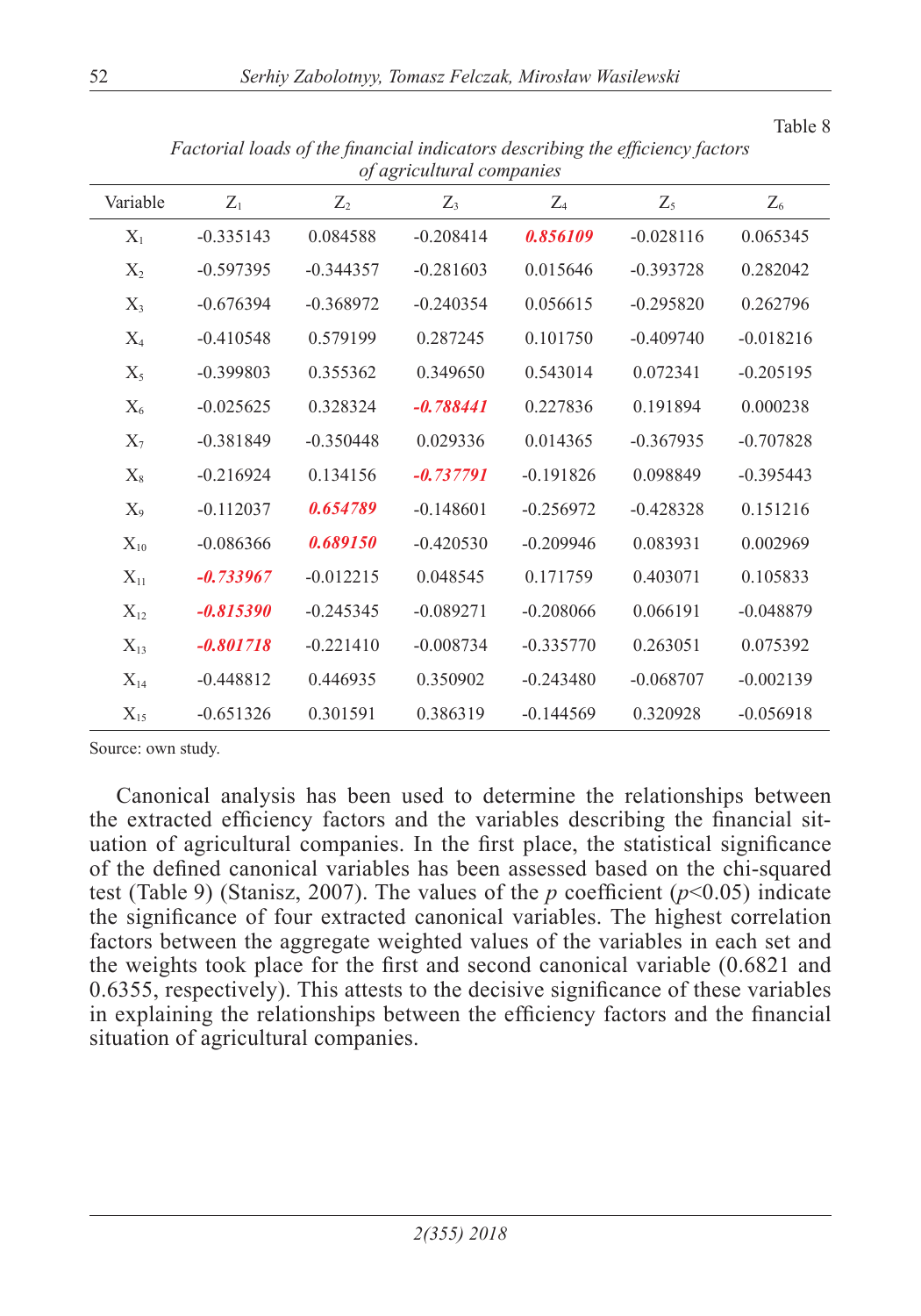Table 8

*Factorial loads of the financial indicators describing the efficiency factors of agricultural companies*

| Variable | $Z_1$ | $Z_2$ | $Z_3$ | $Z_4$ | $Z_5$ | $Z_6$ |
|---|---|---|---|---|---|---|
| $X_1$ | -0.335143 | 0.084588 | -0.208414 | ***0.856109*** | -0.028116 | 0.065345 |
| $X_2$ | -0.597395 | -0.344357 | -0.281603 | 0.015646 | -0.393728 | 0.282042 |
| $X_3$ | -0.676394 | -0.368972 | -0.240354 | 0.056615 | -0.295820 | 0.262796 |
| $X_4$ | -0.410548 | 0.579199 | 0.287245 | 0.101750 | -0.409740 | -0.018216 |
| $X_5$ | -0.399803 | 0.355362 | 0.349650 | 0.543014 | 0.072341 | -0.205195 |
| $X_6$ | -0.025625 | 0.328324 | ***-0.788441*** | 0.227836 | 0.191894 | 0.000238 |
| $X_7$ | -0.381849 | -0.350448 | 0.029336 | 0.014365 | -0.367935 | -0.707828 |
| $X_8$ | -0.216924 | 0.134156 | ***-0.737791*** | -0.191826 | 0.098849 | -0.395443 |
| $X_9$ | -0.112037 | ***0.654789*** | -0.148601 | -0.256972 | -0.428328 | 0.151216 |
| $X_{10}$ | -0.086366 | ***0.689150*** | -0.420530 | -0.209946 | 0.083931 | 0.002969 |
| $X_{11}$ | ***-0.733967*** | -0.012215 | 0.048545 | 0.171759 | 0.403071 | 0.105833 |
| $X_{12}$ | ***-0.815390*** | -0.245345 | -0.089271 | -0.208066 | 0.066191 | -0.048879 |
| $X_{13}$ | ***-0.801718*** | -0.221410 | -0.008734 | -0.335770 | 0.263051 | 0.075392 |
| $X_{14}$ | -0.448812 | 0.446935 | 0.350902 | -0.243480 | -0.068707 | -0.002139 |
| $X_{15}$ | -0.651326 | 0.301591 | 0.386319 | -0.144569 | 0.320928 | -0.056918 |

Source: own study.

Canonical analysis has been used to determine the relationships between the extracted efficiency factors and the variables describing the financial situation of agricultural companies. In the first place, the statistical significance of the defined canonical variables has been assessed based on the chi-squared test (Table 9) (Stanisz, 2007). The values of the *p* coefficient ($p<0.05$) indicate the significance of four extracted canonical variables. The highest correlation factors between the aggregate weighted values of the variables in each set and the weights took place for the first and second canonical variable (0.6821 and 0.6355, respectively). This attests to the decisive significance of these variables in explaining the relationships between the efficiency factors and the financial situation of agricultural companies.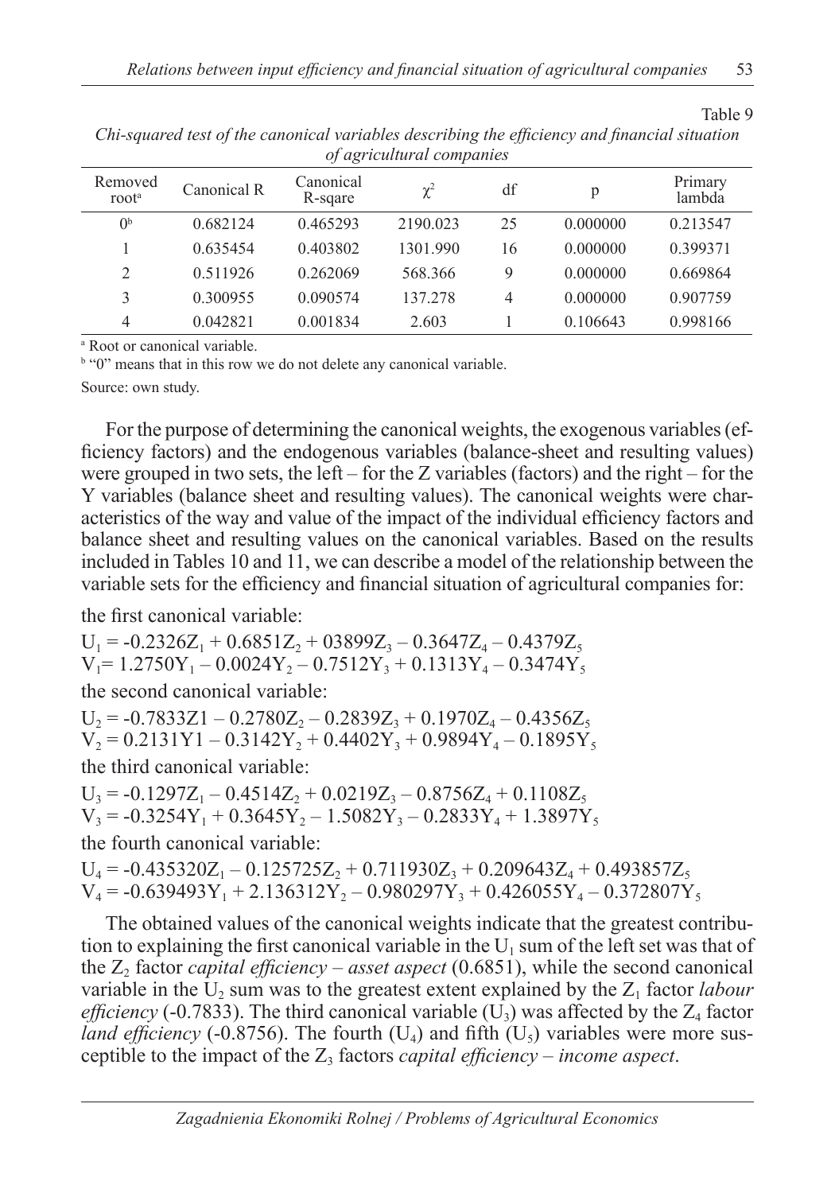Table 9

*Chi-squared test of the canonical variables describing the efficiency and financial situation of agricultural companies*

| Removed root[a] | Canonical R | Canonical R-sqare | $\chi^2$ | df | p | Primary lambda |
|---|---|---|---|---|---|---|
| 0[b] | 0.682124 | 0.465293 | 2190.023 | 25 | 0.000000 | 0.213547 |
| 1 | 0.635454 | 0.403802 | 1301.990 | 16 | 0.000000 | 0.399371 |
| 2 | 0.511926 | 0.262069 | 568.366 | 9 | 0.000000 | 0.669864 |
| 3 | 0.300955 | 0.090574 | 137.278 | 4 | 0.000000 | 0.907759 |
| 4 | 0.042821 | 0.001834 | 2.603 | 1 | 0.106643 | 0.998166 |

[a] Root or canonical variable.

[b] "0" means that in this row we do not delete any canonical variable.

Source: own study.

For the purpose of determining the canonical weights, the exogenous variables (efficiency factors) and the endogenous variables (balance-sheet and resulting values) were grouped in two sets, the left – for the Z variables (factors) and the right – for the Y variables (balance sheet and resulting values). The canonical weights were characteristics of the way and value of the impact of the individual efficiency factors and balance sheet and resulting values on the canonical variables. Based on the results included in Tables 10 and 11, we can describe a model of the relationship between the variable sets for the efficiency and financial situation of agricultural companies for:

the first canonical variable:

$$U_1 = -0.2326Z_1 + 0.6851Z_2 + 03899Z_3 - 0.3647Z_4 - 0.4379Z_5$$
$$V_1 = 1.2750Y_1 - 0.0024Y_2 - 0.7512Y_3 + 0.1313Y_4 - 0.3474Y_5$$

the second canonical variable:

$$U_2 = -0.7833Z1 - 0.2780Z_2 - 0.2839Z_3 + 0.1970Z_4 - 0.4356Z_5$$
$$V_2 = 0.2131Y1 - 0.3142Y_2 + 0.4402Y_3 + 0.9894Y_4 - 0.1895Y_5$$

the third canonical variable:

$$U_3 = -0.1297Z_1 - 0.4514Z_2 + 0.0219Z_3 - 0.8756Z_4 + 0.1108Z_5$$
$$V_3 = -0.3254Y_1 + 0.3645Y_2 - 1.5082Y_3 - 0.2833Y_4 + 1.3897Y_5$$

the fourth canonical variable:

$$U_4 = -0.435320Z_1 - 0.125725Z_2 + 0.711930Z_3 + 0.209643Z_4 + 0.493857Z_5$$
$$V_4 = -0.639493Y_1 + 2.136312Y_2 - 0.980297Y_3 + 0.426055Y_4 - 0.372807Y_5$$

The obtained values of the canonical weights indicate that the greatest contribution to explaining the first canonical variable in the $U_1$ sum of the left set was that of the $Z_2$ factor *capital efficiency – asset aspect* (0.6851), while the second canonical variable in the $U_2$ sum was to the greatest extent explained by the $Z_1$ factor *labour efficiency* (-0.7833). The third canonical variable ($U_3$) was affected by the $Z_4$ factor *land efficiency* (-0.8756). The fourth ($U_4$) and fifth ($U_5$) variables were more susceptible to the impact of the $Z_3$ factors *capital efficiency – income aspect*.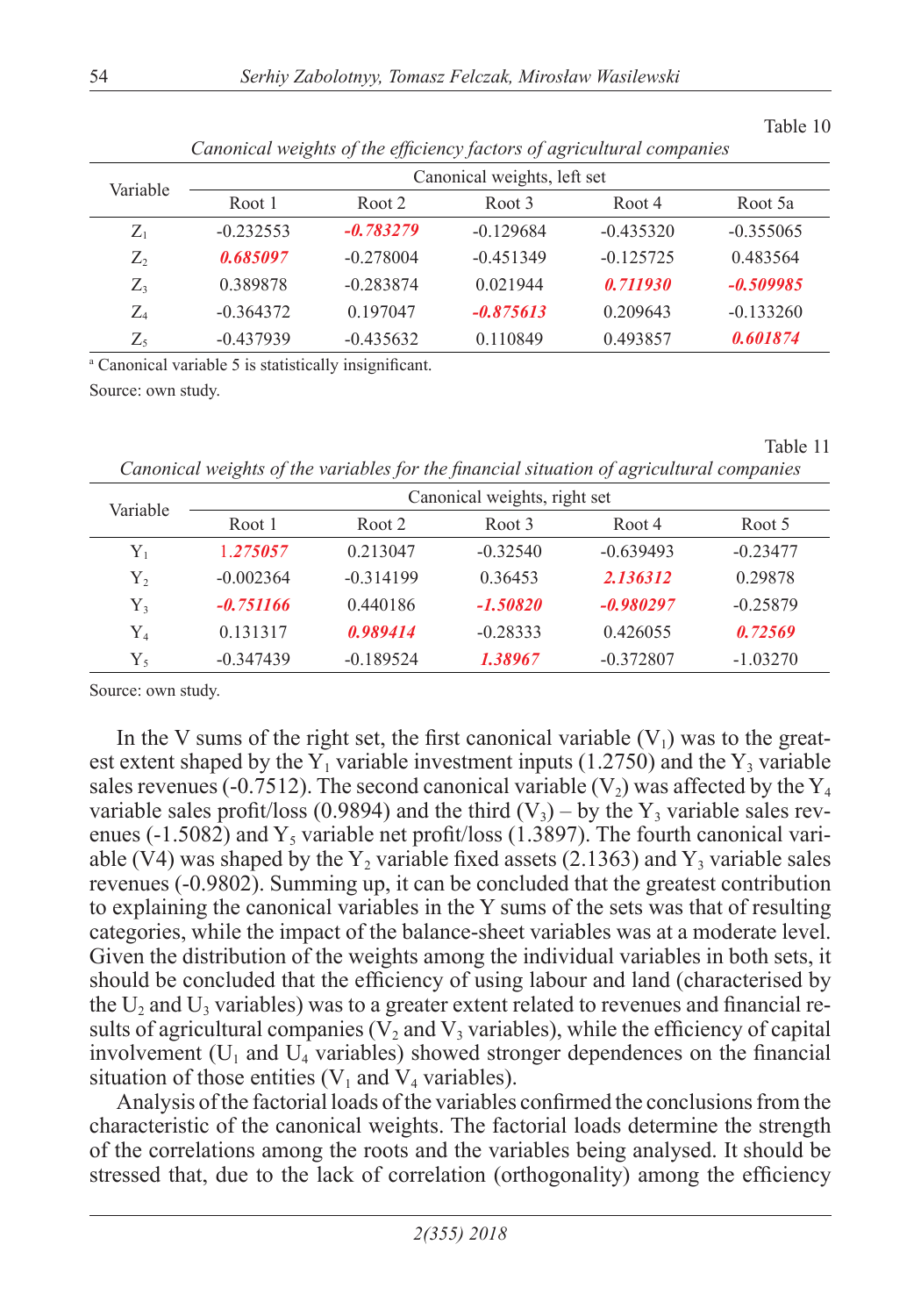Table 10

*Canonical weights of the efficiency factors of agricultural companies*

| Variable | Canonical weights, left set | | | | |
|---|---|---|---|---|---|
| | Root 1 | Root 2 | Root 3 | Root 4 | Root 5a |
| $Z_1$ | -0.232553 | ***-0.783279*** | -0.129684 | -0.435320 | -0.355065 |
| $Z_2$ | ***0.685097*** | -0.278004 | -0.451349 | -0.125725 | 0.483564 |
| $Z_3$ | 0.389878 | -0.283874 | 0.021944 | ***0.711930*** | ***-0.509985*** |
| $Z_4$ | -0.364372 | 0.197047 | ***-0.875613*** | 0.209643 | -0.133260 |
| $Z_5$ | -0.437939 | -0.435632 | 0.110849 | 0.493857 | ***0.601874*** |

[a] Canonical variable 5 is statistically insignificant.

Source: own study.

Table 11

*Canonical weights of the variables for the financial situation of agricultural companies*

| Variable | Canonical weights, right set | | | | |
|---|---|---|---|---|---|
| | Root 1 | Root 2 | Root 3 | Root 4 | Root 5 |
| $Y_1$ | ***1.275057*** | 0.213047 | -0.32540 | -0.639493 | -0.23477 |
| $Y_2$ | -0.002364 | -0.314199 | 0.36453 | ***2.136312*** | 0.29878 |
| $Y_3$ | ***-0.751166*** | 0.440186 | ***-1.50820*** | ***-0.980297*** | -0.25879 |
| $Y_4$ | 0.131317 | ***0.989414*** | -0.28333 | 0.426055 | ***0.72569*** |
| $Y_5$ | -0.347439 | -0.189524 | ***1.38967*** | -0.372807 | -1.03270 |

Source: own study.

In the V sums of the right set, the first canonical variable ($V_1$) was to the greatest extent shaped by the $Y_1$ variable investment inputs (1.2750) and the $Y_3$ variable sales revenues (-0.7512). The second canonical variable ($V_2$) was affected by the $Y_4$ variable sales profit/loss (0.9894) and the third ($V_3$) – by the $Y_3$ variable sales revenues (-1.5082) and $Y_5$ variable net profit/loss (1.3897). The fourth canonical variable (V4) was shaped by the $Y_2$ variable fixed assets (2.1363) and $Y_3$ variable sales revenues (-0.9802). Summing up, it can be concluded that the greatest contribution to explaining the canonical variables in the Y sums of the sets was that of resulting categories, while the impact of the balance-sheet variables was at a moderate level. Given the distribution of the weights among the individual variables in both sets, it should be concluded that the efficiency of using labour and land (characterised by the $U_2$ and $U_3$ variables) was to a greater extent related to revenues and financial results of agricultural companies ($V_2$ and $V_3$ variables), while the efficiency of capital involvement ($U_1$ and $U_4$ variables) showed stronger dependences on the financial situation of those entities ($V_1$ and $V_4$ variables).

Analysis of the factorial loads of the variables confirmed the conclusions from the characteristic of the canonical weights. The factorial loads determine the strength of the correlations among the roots and the variables being analysed. It should be stressed that, due to the lack of correlation (orthogonality) among the efficiency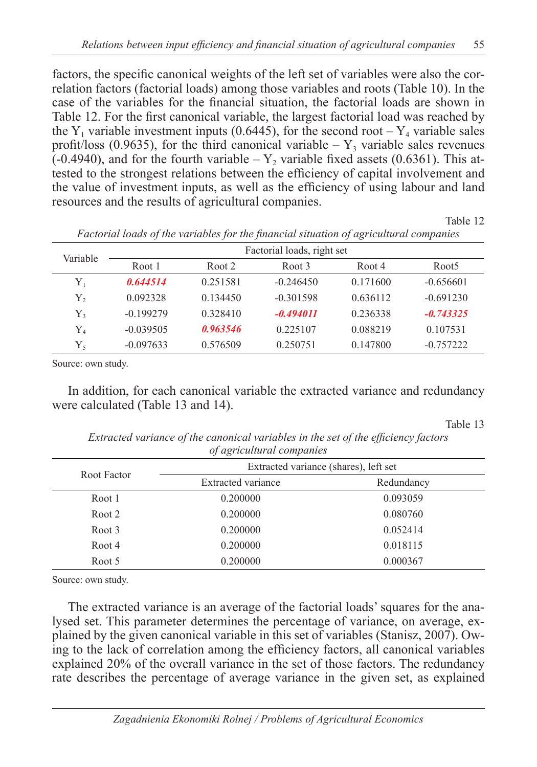factors, the specific canonical weights of the left set of variables were also the correlation factors (factorial loads) among those variables and roots (Table 10). In the case of the variables for the financial situation, the factorial loads are shown in Table 12. For the first canonical variable, the largest factorial load was reached by the $Y_1$ variable investment inputs (0.6445), for the second root – $Y_4$ variable sales profit/loss (0.9635), for the third canonical variable – $Y_3$ variable sales revenues (-0.4940), and for the fourth variable – $Y_2$ variable fixed assets (0.6361). This attested to the strongest relations between the efficiency of capital involvement and the value of investment inputs, as well as the efficiency of using labour and land resources and the results of agricultural companies.

Table 12

*Factorial loads of the variables for the financial situation of agricultural companies*

| Variable | Factorial loads, right set | | | | |
|---|---|---|---|---|---|
| | Root 1 | Root 2 | Root 3 | Root 4 | Root5 |
| $Y_1$ | ***0.644514*** | 0.251581 | -0.246450 | 0.171600 | -0.656601 |
| $Y_2$ | 0.092328 | 0.134450 | -0.301598 | 0.636112 | -0.691230 |
| $Y_3$ | -0.199279 | 0.328410 | ***-0.494011*** | 0.236338 | ***-0.743325*** |
| $Y_4$ | -0.039505 | ***0.963546*** | 0.225107 | 0.088219 | 0.107531 |
| $Y_5$ | -0.097633 | 0.576509 | 0.250751 | 0.147800 | -0.757222 |

Source: own study.

In addition, for each canonical variable the extracted variance and redundancy were calculated (Table 13 and 14).

Table 13

*Extracted variance of the canonical variables in the set of the efficiency factors of agricultural companies*

| Root Factor | Extracted variance (shares), left set | |
|---|---|---|
| | Extracted variance | Redundancy |
| Root 1 | 0.200000 | 0.093059 |
| Root 2 | 0.200000 | 0.080760 |
| Root 3 | 0.200000 | 0.052414 |
| Root 4 | 0.200000 | 0.018115 |
| Root 5 | 0.200000 | 0.000367 |

Source: own study.

The extracted variance is an average of the factorial loads' squares for the analysed set. This parameter determines the percentage of variance, on average, explained by the given canonical variable in this set of variables (Stanisz, 2007). Owing to the lack of correlation among the efficiency factors, all canonical variables explained 20% of the overall variance in the set of those factors. The redundancy rate describes the percentage of average variance in the given set, as explained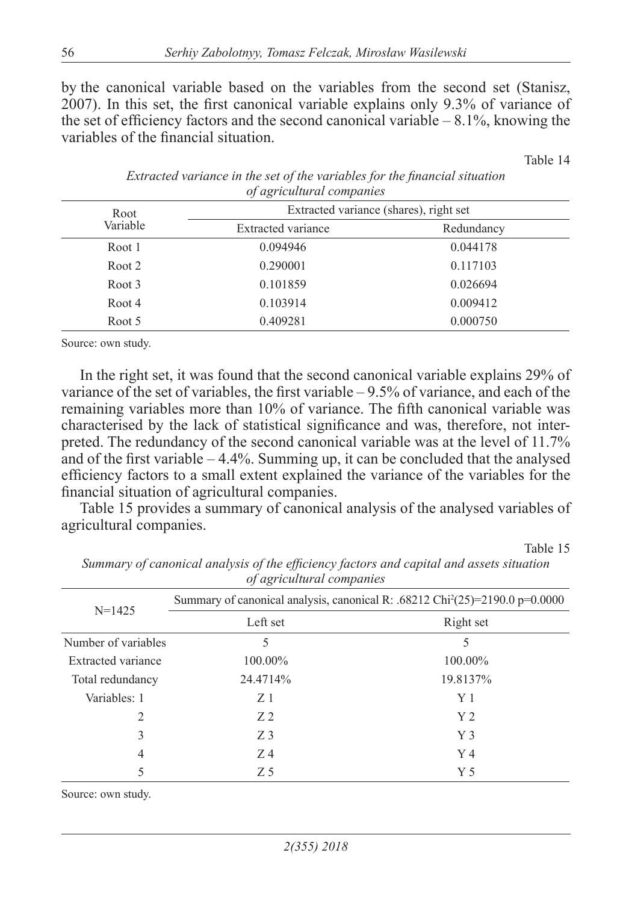by the canonical variable based on the variables from the second set (Stanisz, 2007). In this set, the first canonical variable explains only 9.3% of variance of the set of efficiency factors and the second canonical variable – 8.1%, knowing the variables of the financial situation.

Table 14

*Extracted variance in the set of the variables for the financial situation of agricultural companies*

| Root Variable | Extracted variance (shares), right set | |
|---|---|---|
| | Extracted variance | Redundancy |
| Root 1 | 0.094946 | 0.044178 |
| Root 2 | 0.290001 | 0.117103 |
| Root 3 | 0.101859 | 0.026694 |
| Root 4 | 0.103914 | 0.009412 |
| Root 5 | 0.409281 | 0.000750 |

Source: own study.

In the right set, it was found that the second canonical variable explains 29% of variance of the set of variables, the first variable – 9.5% of variance, and each of the remaining variables more than 10% of variance. The fifth canonical variable was characterised by the lack of statistical significance and was, therefore, not interpreted. The redundancy of the second canonical variable was at the level of 11.7% and of the first variable – 4.4%. Summing up, it can be concluded that the analysed efficiency factors to a small extent explained the variance of the variables for the financial situation of agricultural companies.

Table 15 provides a summary of canonical analysis of the analysed variables of agricultural companies.

Table 15

*Summary of canonical analysis of the efficiency factors and capital and assets situation of agricultural companies*

| N=1425 | Summary of canonical analysis, canonical R: .68212 $Chi^2(25)=2190.0$ p=0.0000 | |
|---|---|---|
| | Left set | Right set |
| Number of variables | 5 | 5 |
| Extracted variance | 100.00% | 100.00% |
| Total redundancy | 24.4714% | 19.8137% |
| Variables: 1 | Z 1 | Y 1 |
| 2 | Z 2 | Y 2 |
| 3 | Z 3 | Y 3 |
| 4 | Z 4 | Y 4 |
| 5 | Z 5 | Y 5 |

Source: own study.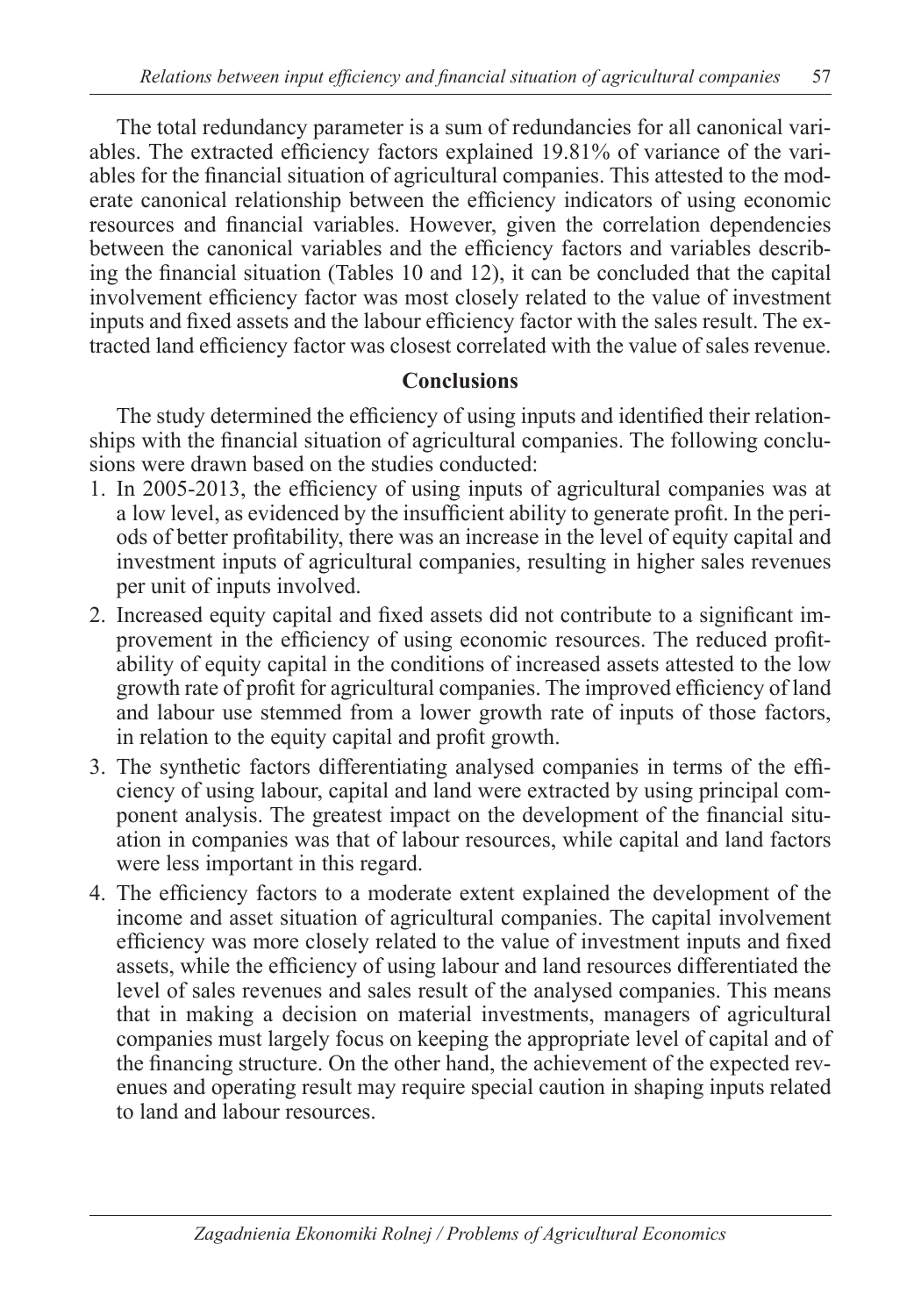The total redundancy parameter is a sum of redundancies for all canonical variables. The extracted efficiency factors explained 19.81% of variance of the variables for the financial situation of agricultural companies. This attested to the moderate canonical relationship between the efficiency indicators of using economic resources and financial variables. However, given the correlation dependencies between the canonical variables and the efficiency factors and variables describing the financial situation (Tables 10 and 12), it can be concluded that the capital involvement efficiency factor was most closely related to the value of investment inputs and fixed assets and the labour efficiency factor with the sales result. The extracted land efficiency factor was closest correlated with the value of sales revenue.

## Conclusions

The study determined the efficiency of using inputs and identified their relationships with the financial situation of agricultural companies. The following conclusions were drawn based on the studies conducted:

1. In 2005-2013, the efficiency of using inputs of agricultural companies was at a low level, as evidenced by the insufficient ability to generate profit. In the periods of better profitability, there was an increase in the level of equity capital and investment inputs of agricultural companies, resulting in higher sales revenues per unit of inputs involved.
2. Increased equity capital and fixed assets did not contribute to a significant improvement in the efficiency of using economic resources. The reduced profitability of equity capital in the conditions of increased assets attested to the low growth rate of profit for agricultural companies. The improved efficiency of land and labour use stemmed from a lower growth rate of inputs of those factors, in relation to the equity capital and profit growth.
3. The synthetic factors differentiating analysed companies in terms of the efficiency of using labour, capital and land were extracted by using principal component analysis. The greatest impact on the development of the financial situation in companies was that of labour resources, while capital and land factors were less important in this regard.
4. The efficiency factors to a moderate extent explained the development of the income and asset situation of agricultural companies. The capital involvement efficiency was more closely related to the value of investment inputs and fixed assets, while the efficiency of using labour and land resources differentiated the level of sales revenues and sales result of the analysed companies. This means that in making a decision on material investments, managers of agricultural companies must largely focus on keeping the appropriate level of capital and of the financing structure. On the other hand, the achievement of the expected revenues and operating result may require special caution in shaping inputs related to land and labour resources.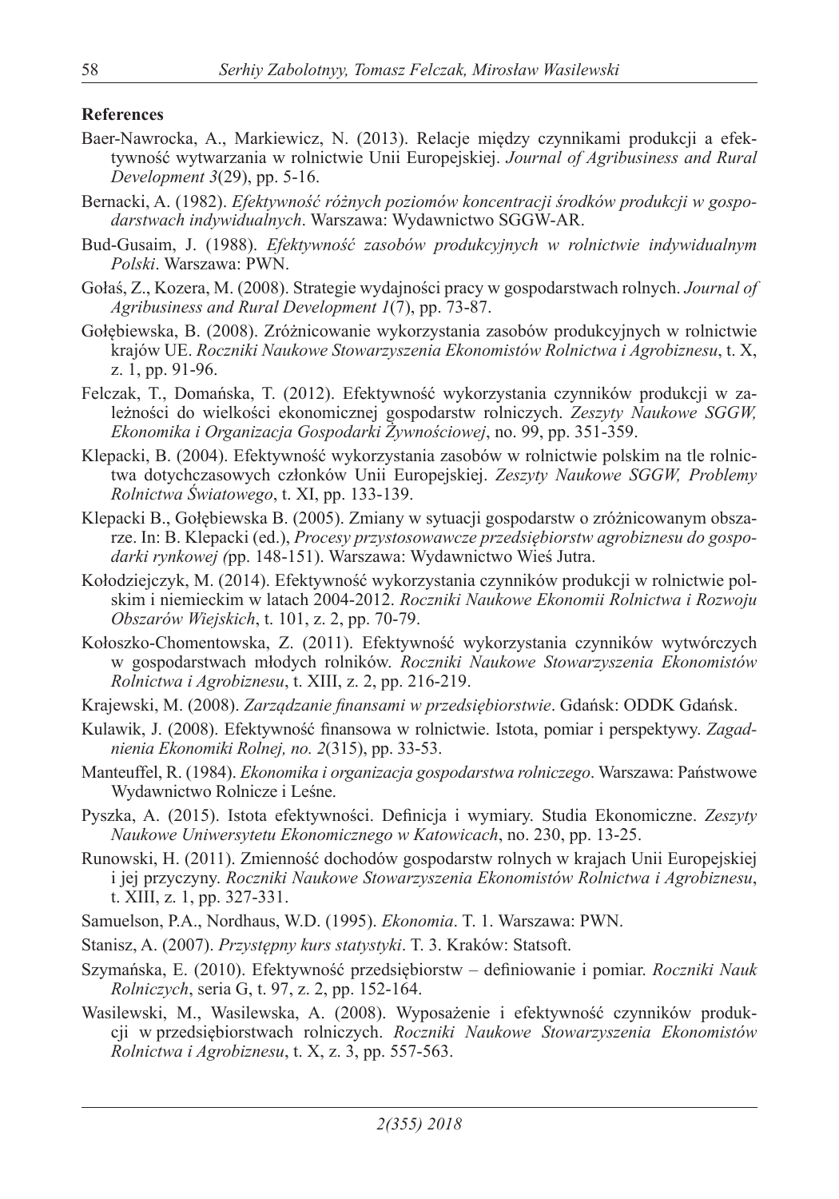**References**

Baer-Nawrocka, A., Markiewicz, N. (2013). Relacje między czynnikami produkcji a efektywność wytwarzania w rolnictwie Unii Europejskiej. *Journal of Agribusiness and Rural Development 3*(29), pp. 5-16.

Bernacki, A. (1982). *Efektywność różnych poziomów koncentracji środków produkcji w gospodarstwach indywidualnych*. Warszawa: Wydawnictwo SGGW-AR.

Bud-Gusaim, J. (1988). *Efektywność zasobów produkcyjnych w rolnictwie indywidualnym Polski*. Warszawa: PWN.

Gołaś, Z., Kozera, M. (2008). Strategie wydajności pracy w gospodarstwach rolnych. *Journal of Agribusiness and Rural Development 1*(7), pp. 73-87.

Gołębiewska, B. (2008). Zróżnicowanie wykorzystania zasobów produkcyjnych w rolnictwie krajów UE. *Roczniki Naukowe Stowarzyszenia Ekonomistów Rolnictwa i Agrobiznesu*, t. X, z. 1, pp. 91-96.

Felczak, T., Domańska, T. (2012). Efektywność wykorzystania czynników produkcji w zależności do wielkości ekonomicznej gospodarstw rolniczych. *Zeszyty Naukowe SGGW, Ekonomika i Organizacja Gospodarki Żywnościowej*, no. 99, pp. 351-359.

Klepacki, B. (2004). Efektywność wykorzystania zasobów w rolnictwie polskim na tle rolnictwa dotychczasowych członków Unii Europejskiej. *Zeszyty Naukowe SGGW, Problemy Rolnictwa Światowego*, t. XI, pp. 133-139.

Klepacki B., Gołębiewska B. (2005). Zmiany w sytuacji gospodarstw o zróżnicowanym obszarze. In: B. Klepacki (ed.), *Procesy przystosowawcze przedsiębiorstw agrobiznesu do gospodarki rynkowej (*pp. 148-151). Warszawa: Wydawnictwo Wieś Jutra.

Kołodziejczyk, M. (2014). Efektywność wykorzystania czynników produkcji w rolnictwie polskim i niemieckim w latach 2004-2012. *Roczniki Naukowe Ekonomii Rolnictwa i Rozwoju Obszarów Wiejskich*, t. 101, z. 2, pp. 70-79.

Kołoszko-Chomentowska, Z. (2011). Efektywność wykorzystania czynników wytwórczych w gospodarstwach młodych rolników. *Roczniki Naukowe Stowarzyszenia Ekonomistów Rolnictwa i Agrobiznesu*, t. XIII, z. 2, pp. 216-219.

Krajewski, M. (2008). *Zarządzanie finansami w przedsiębiorstwie*. Gdańsk: ODDK Gdańsk.

Kulawik, J. (2008). Efektywność finansowa w rolnictwie. Istota, pomiar i perspektywy. *Zagadnienia Ekonomiki Rolnej, no. 2*(315), pp. 33-53.

Manteuffel, R. (1984). *Ekonomika i organizacja gospodarstwa rolniczego*. Warszawa: Państwowe Wydawnictwo Rolnicze i Leśne.

Pyszka, A. (2015). Istota efektywności. Definicja i wymiary. Studia Ekonomiczne. *Zeszyty Naukowe Uniwersytetu Ekonomicznego w Katowicach*, no. 230, pp. 13-25.

Runowski, H. (2011). Zmienność dochodów gospodarstw rolnych w krajach Unii Europejskiej i jej przyczyny. *Roczniki Naukowe Stowarzyszenia Ekonomistów Rolnictwa i Agrobiznesu*, t. XIII, z. 1, pp. 327-331.

Samuelson, P.A., Nordhaus, W.D. (1995). *Ekonomia*. T. 1. Warszawa: PWN.

Stanisz, A. (2007). *Przystępny kurs statystyki*. T. 3. Kraków: Statsoft.

Szymańska, E. (2010). Efektywność przedsiębiorstw – definiowanie i pomiar. *Roczniki Nauk Rolniczych*, seria G, t. 97, z. 2, pp. 152-164.

Wasilewski, M., Wasilewska, A. (2008). Wyposażenie i efektywność czynników produkcji w przedsiębiorstwach rolniczych. *Roczniki Naukowe Stowarzyszenia Ekonomistów Rolnictwa i Agrobiznesu*, t. X, z. 3, pp. 557-563.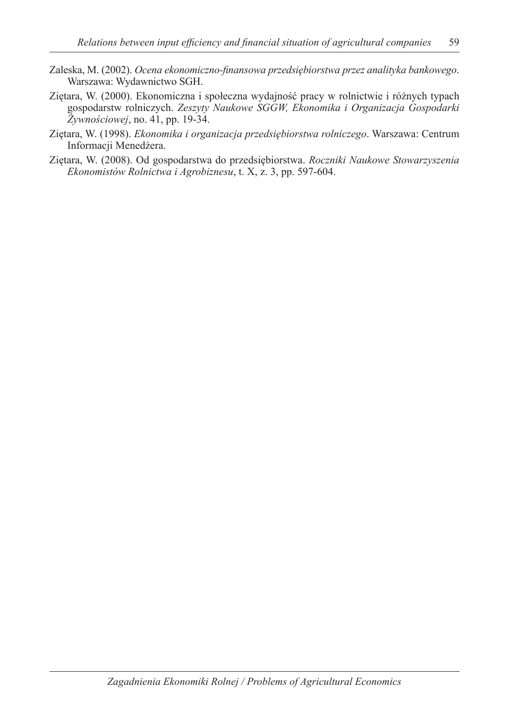Zaleska, M. (2002). *Ocena ekonomiczno-finansowa przedsiębiorstwa przez analityka bankowego*. Warszawa: Wydawnictwo SGH.

Ziętara, W. (2000). Ekonomiczna i społeczna wydajność pracy w rolnictwie i różnych typach gospodarstw rolniczych. *Zeszyty Naukowe SGGW, Ekonomika i Organizacja Gospodarki Żywnościowej*, no. 41, pp. 19-34.

Ziętara, W. (1998). *Ekonomika i organizacja przedsiębiorstwa rolniczego*. Warszawa: Centrum Informacji Menedżera.

Ziętara, W. (2008). Od gospodarstwa do przedsiębiorstwa. *Roczniki Naukowe Stowarzyszenia Ekonomistów Rolnictwa i Agrobiznesu*, t. X, z. 3, pp. 597-604.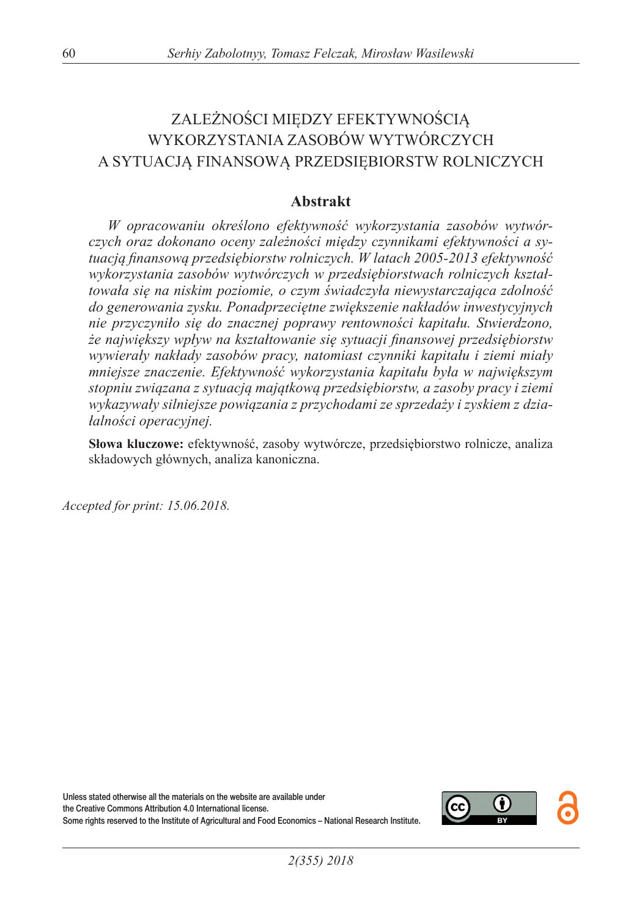# ZALEŻNOŚCI MIĘDZY EFEKTYWNOŚCIĄ WYKORZYSTANIA ZASOBÓW WYTWÓRCZYCH A SYTUACJĄ FINANSOWĄ PRZEDSIĘBIORSTW ROLNICZYCH

## Abstrakt

*W opracowaniu określono efektywność wykorzystania zasobów wytwórczych oraz dokonano oceny zależności między czynnikami efektywności a sytuacją finansową przedsiębiorstw rolniczych. W latach 2005-2013 efektywność wykorzystania zasobów wytwórczych w przedsiębiorstwach rolniczych kształtowała się na niskim poziomie, o czym świadczyła niewystarczająca zdolność do generowania zysku. Ponadprzeciętne zwiększenie nakładów inwestycyjnych nie przyczyniło się do znacznej poprawy rentowności kapitału. Stwierdzono, że największy wpływ na kształtowanie się sytuacji finansowej przedsiębiorstw wywierały nakłady zasobów pracy, natomiast czynniki kapitału i ziemi miały mniejsze znaczenie. Efektywność wykorzystania kapitału była w największym stopniu związana z sytuacją majątkową przedsiębiorstw, a zasoby pracy i ziemi wykazywały silniejsze powiązania z przychodami ze sprzedaży i zyskiem z działalności operacyjnej.*

**Słowa kluczowe:** efektywność, zasoby wytwórcze, przedsiębiorstwo rolnicze, analiza składowych głównych, analiza kanoniczna.

*Accepted for print: 15.06.2018.*

Unless stated otherwise all the materials on the website are available under the Creative Commons Attribution 4.0 International license.
Some rights reserved to the Institute of Agricultural and Food Economics – National Research Institute.